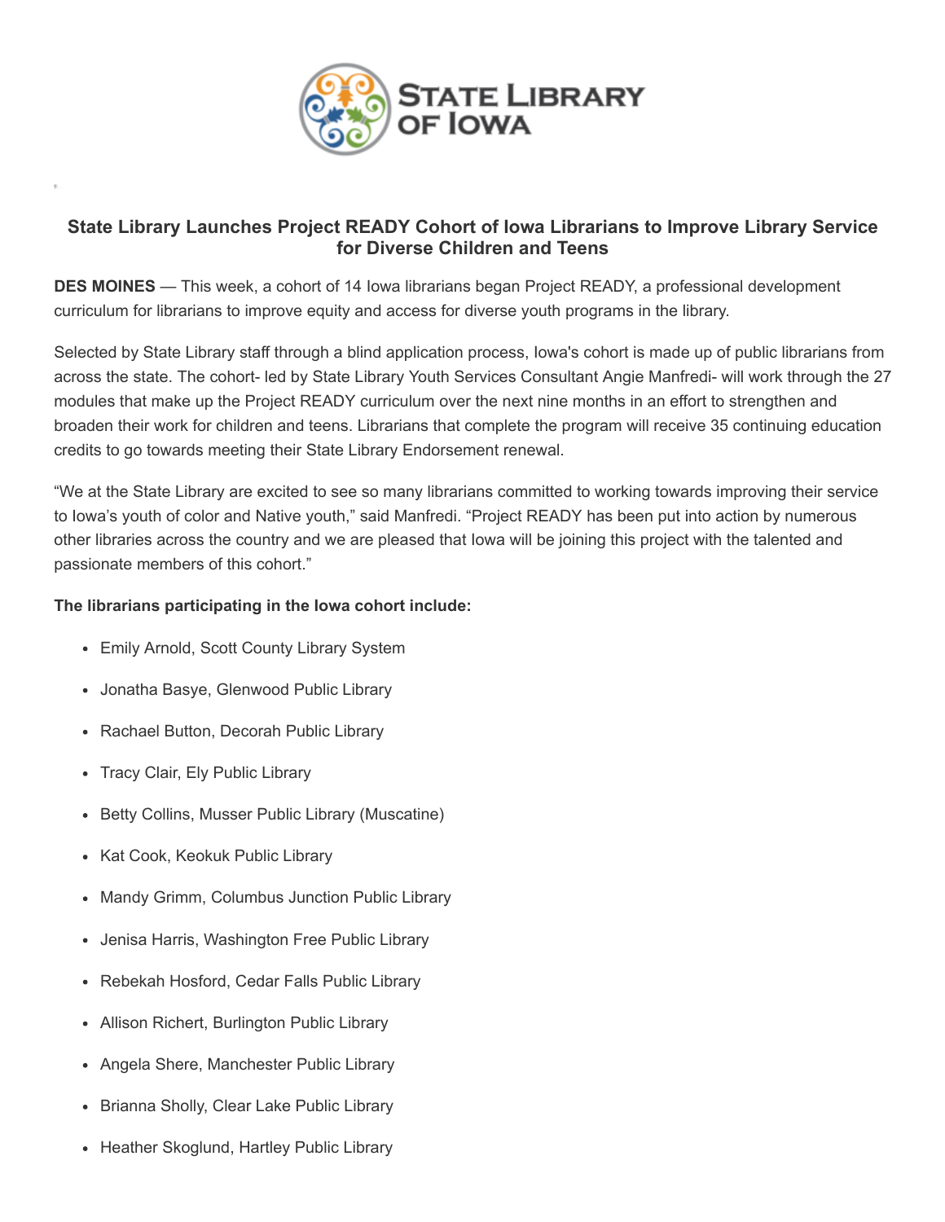# State Library Launches Project READY Cohort of Iowa Librarians to Improve Library Service for Diverse Children and Teens

**DES MOINES** — This week, a cohort of 14 Iowa librarians began Project READY, a professional development curriculum for librarians to improve equity and access for diverse youth programs in the library.

Selected by State Library staff through a blind application process, Iowa's cohort is made up of public librarians from across the state. The cohort- led by State Library Youth Services Consultant Angie Manfredi- will work through the 27 modules that make up the Project READY curriculum over the next nine months in an effort to strengthen and broaden their work for children and teens. Librarians that complete the program will receive 35 continuing education credits to go towards meeting their State Library Endorsement renewal.

"We at the State Library are excited to see so many librarians committed to working towards improving their service to Iowa's youth of color and Native youth," said Manfredi. "Project READY has been put into action by numerous other libraries across the country and we are pleased that Iowa will be joining this project with the talented and passionate members of this cohort."

**The librarians participating in the Iowa cohort include:**

- Emily Arnold, Scott County Library System
- Jonatha Basye, Glenwood Public Library
- Rachael Button, Decorah Public Library
- Tracy Clair, Ely Public Library
- Betty Collins, Musser Public Library (Muscatine)
- Kat Cook, Keokuk Public Library
- Mandy Grimm, Columbus Junction Public Library
- Jenisa Harris, Washington Free Public Library
- Rebekah Hosford, Cedar Falls Public Library
- Allison Richert, Burlington Public Library
- Angela Shere, Manchester Public Library
- Brianna Sholly, Clear Lake Public Library
- Heather Skoglund, Hartley Public Library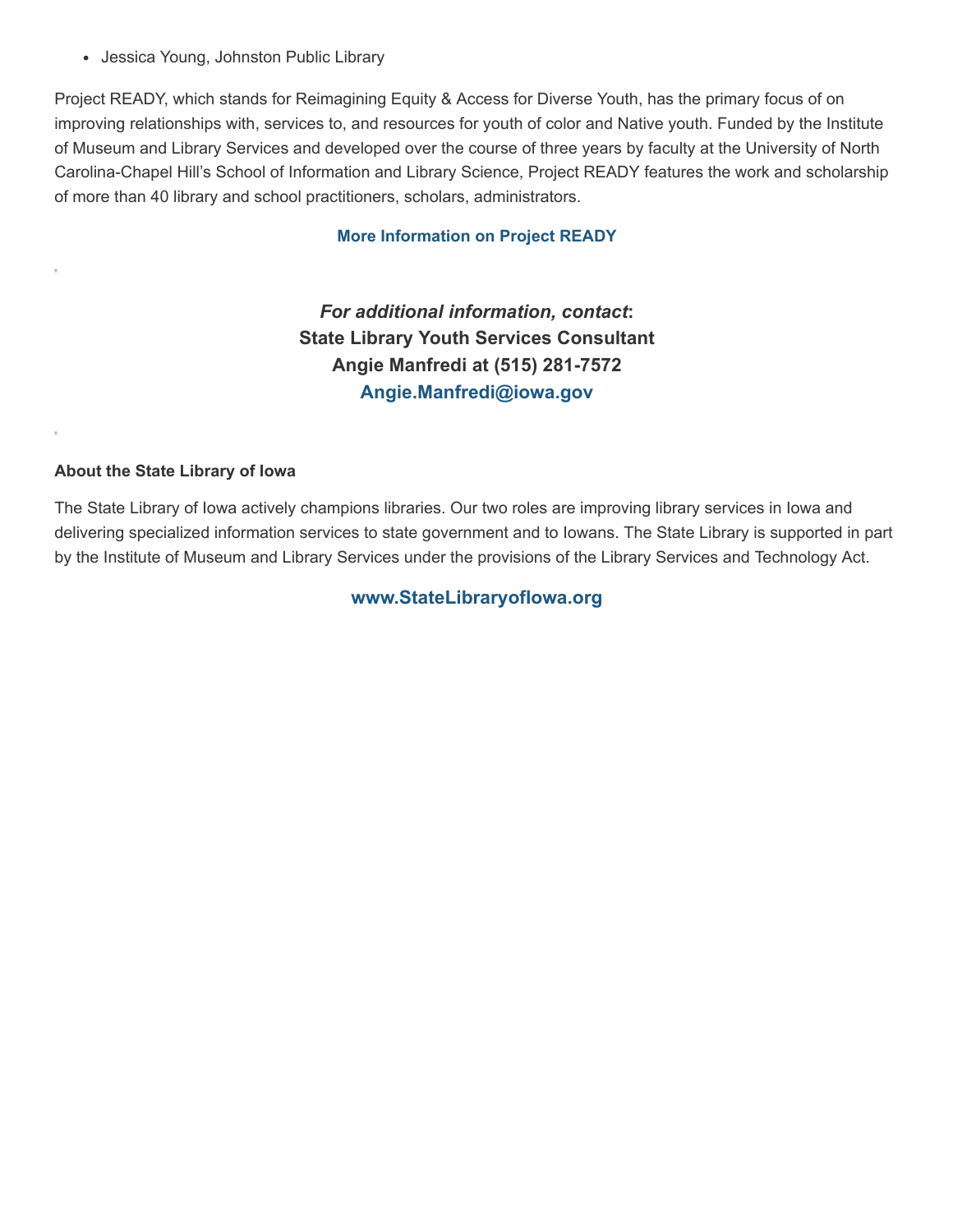- Jessica Young, Johnston Public Library

Project READY, which stands for Reimagining Equity & Access for Diverse Youth, has the primary focus of on improving relationships with, services to, and resources for youth of color and Native youth. Funded by the Institute of Museum and Library Services and developed over the course of three years by faculty at the University of North Carolina-Chapel Hill's School of Information and Library Science, Project READY features the work and scholarship of more than 40 library and school practitioners, scholars, administrators.

**More Information on Project READY**

***For additional information, contact*:**
**State Library Youth Services Consultant**
**Angie Manfredi at (515) 281-7572**
**Angie.Manfredi@iowa.gov**

**About the State Library of Iowa**

The State Library of Iowa actively champions libraries. Our two roles are improving library services in Iowa and delivering specialized information services to state government and to Iowans. The State Library is supported in part by the Institute of Museum and Library Services under the provisions of the Library Services and Technology Act.

**www.StateLibraryofIowa.org**